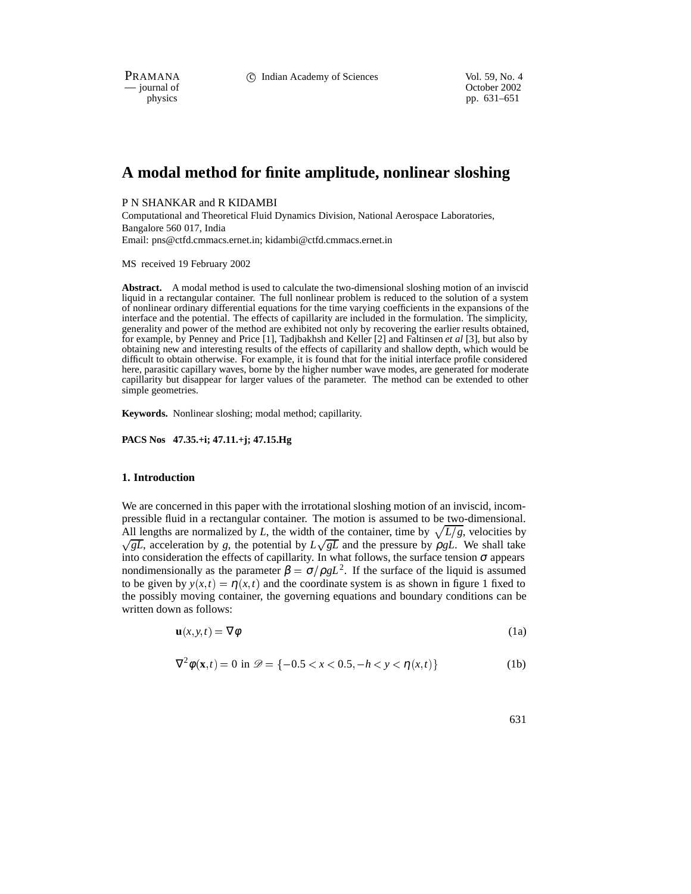# A modal method for finite amplitude, nonlinear sloshing

P N SHANKAR and R KIDAMBI

Computational and Theoretical Fluid Dynamics Division, National Aerospace Laboratories, Bangalore 560 017, India

Email: pns@ctfd.cmmacs.ernet.in; kidambi@ctfd.cmmacs.ernet.in

MS received 19 February 2002

**Abstract.** A modal method is used to calculate the two-dimensional sloshing motion of an inviscid liquid in a rectangular container. The full nonlinear problem is reduced to the solution of a system of nonlinear ordinary differential equations for the time varying coefficients in the expansions of the interface and the potential. The effects of capillarity are included in the formulation. The simplicity, generality and power of the method are exhibited not only by recovering the earlier results obtained, for example, by Penney and Price [1], Tadjbakhsh and Keller [2] and Faltinsen *et al* [3], but also by obtaining new and interesting results of the effects of capillarity and shallow depth, which would be difficult to obtain otherwise. For example, it is found that for the initial interface profile considered here, parasitic capillary waves, borne by the higher number wave modes, are generated for moderate capillarity but disappear for larger values of the parameter. The method can be extended to other simple geometries.

**Keywords.** Nonlinear sloshing; modal method; capillarity.

**PACS Nos 47.35.+i; 47.11.+j; 47.15.Hg**

## 1. Introduction

We are concerned in this paper with the irrotational sloshing motion of an inviscid, incompressible fluid in a rectangular container. The motion is assumed to be two-dimensional. All lengths are normalized by $L$, the width of the container, time by $\sqrt{L/g}$, velocities by $\sqrt{gL}$, acceleration by $g$, the potential by $L\sqrt{gL}$ and the pressure by $\rho g L$. We shall take into consideration the effects of capillarity. In what follows, the surface tension $\sigma$ appears nondimensionally as the parameter $\beta = \sigma/\rho g L^2$. If the surface of the liquid is assumed to be given by $y(x,t) = \eta(x,t)$ and the coordinate system is as shown in figure 1 fixed to the possibly moving container, the governing equations and boundary conditions can be written down as follows:

$$\mathbf{u}(x,y,t) = \nabla \phi \tag{1a}$$

$$\nabla^2 \phi(\mathbf{x},t) = 0 \text{ in } \mathscr{D} = \{-0.5 < x < 0.5, -h < y < \eta(x,t)\} \tag{1b}$$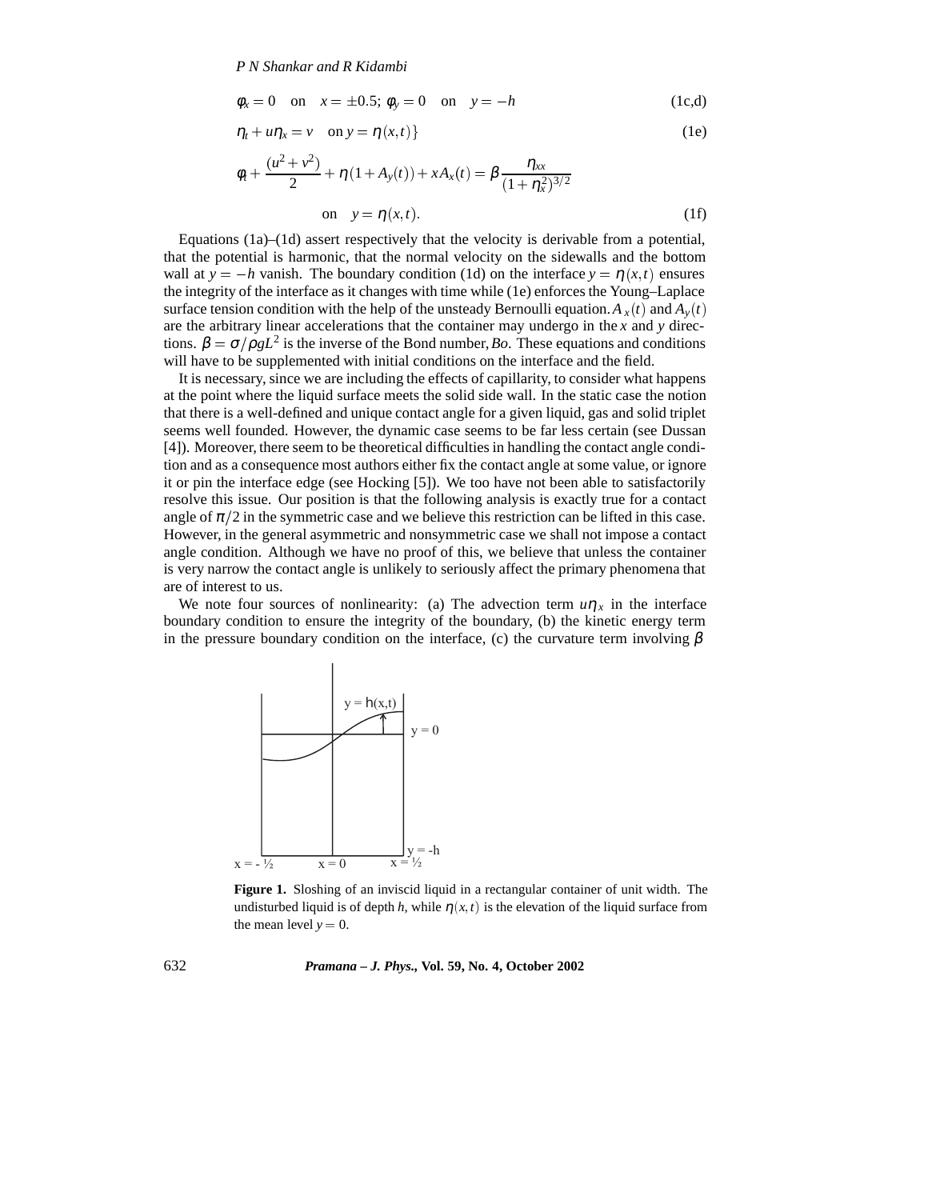$$\phi_x = 0 \quad \text{on} \quad x = \pm 0.5; \; \phi_y = 0 \quad \text{on} \quad y = -h \tag{1c,d}$$

$$\eta_t + u\eta_x = v \quad \text{on}\; y = \eta(x,t)\} \tag{1e}$$

$$\phi_t + \frac{(u^2+v^2)}{2} + \eta(1+A_y(t)) + xA_x(t) = \beta\frac{\eta_{xx}}{(1+\eta_x^2)^{3/2}}$$

$$\text{on} \quad y = \eta(x,t). \tag{1f}$$

Equations (1a)–(1d) assert respectively that the velocity is derivable from a potential, that the potential is harmonic, that the normal velocity on the sidewalls and the bottom wall at $y = -h$ vanish. The boundary condition (1d) on the interface $y = \eta(x,t)$ ensures the integrity of the interface as it changes with time while (1e) enforces the Young–Laplace surface tension condition with the help of the unsteady Bernoulli equation. $A_x(t)$ and $A_y(t)$ are the arbitrary linear accelerations that the container may undergo in the $x$ and $y$ directions. $\beta = \sigma/\rho g L^2$ is the inverse of the Bond number, *Bo*. These equations and conditions will have to be supplemented with initial conditions on the interface and the field.

It is necessary, since we are including the effects of capillarity, to consider what happens at the point where the liquid surface meets the solid side wall. In the static case the notion that there is a well-defined and unique contact angle for a given liquid, gas and solid triplet seems well founded. However, the dynamic case seems to be far less certain (see Dussan [4]). Moreover, there seem to be theoretical difficulties in handling the contact angle condition and as a consequence most authors either fix the contact angle at some value, or ignore it or pin the interface edge (see Hocking [5]). We too have not been able to satisfactorily resolve this issue. Our position is that the following analysis is exactly true for a contact angle of $\pi/2$ in the symmetric case and we believe this restriction can be lifted in this case. However, in the general asymmetric and nonsymmetric case we shall not impose a contact angle condition. Although we have no proof of this, we believe that unless the container is very narrow the contact angle is unlikely to seriously affect the primary phenomena that are of interest to us.

We note four sources of nonlinearity: (a) The advection term $u\eta_x$ in the interface boundary condition to ensure the integrity of the boundary, (b) the kinetic energy term in the pressure boundary condition on the interface, (c) the curvature term involving $\beta$

**Figure 1.** Sloshing of an inviscid liquid in a rectangular container of unit width. The undisturbed liquid is of depth $h$, while $\eta(x,t)$ is the elevation of the liquid surface from the mean level $y = 0$.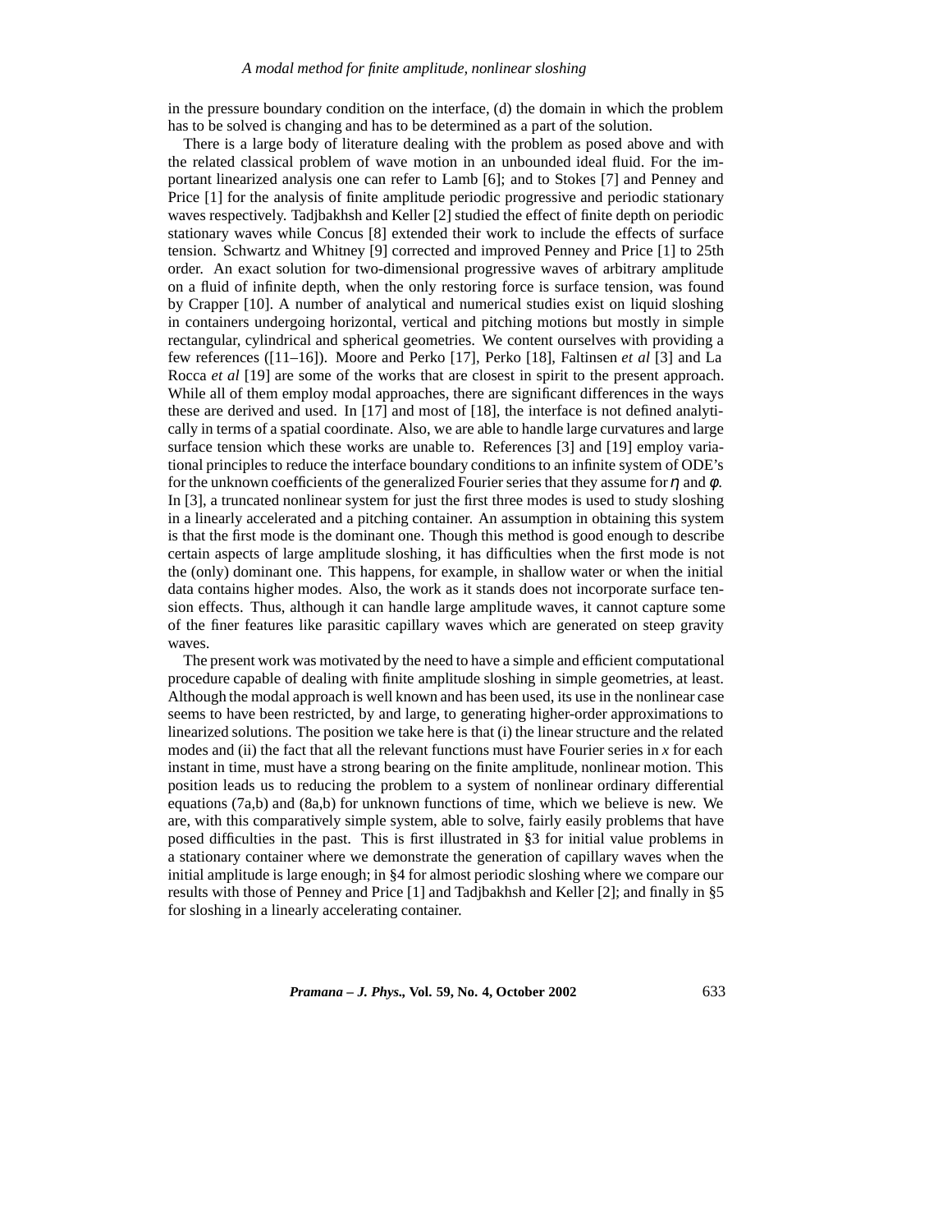in the pressure boundary condition on the interface, (d) the domain in which the problem has to be solved is changing and has to be determined as a part of the solution.

There is a large body of literature dealing with the problem as posed above and with the related classical problem of wave motion in an unbounded ideal fluid. For the important linearized analysis one can refer to Lamb [6]; and to Stokes [7] and Penney and Price [1] for the analysis of finite amplitude periodic progressive and periodic stationary waves respectively. Tadjbakhsh and Keller [2] studied the effect of finite depth on periodic stationary waves while Concus [8] extended their work to include the effects of surface tension. Schwartz and Whitney [9] corrected and improved Penney and Price [1] to 25th order. An exact solution for two-dimensional progressive waves of arbitrary amplitude on a fluid of infinite depth, when the only restoring force is surface tension, was found by Crapper [10]. A number of analytical and numerical studies exist on liquid sloshing in containers undergoing horizontal, vertical and pitching motions but mostly in simple rectangular, cylindrical and spherical geometries. We content ourselves with providing a few references ([11–16]). Moore and Perko [17], Perko [18], Faltinsen *et al* [3] and La Rocca *et al* [19] are some of the works that are closest in spirit to the present approach. While all of them employ modal approaches, there are significant differences in the ways these are derived and used. In [17] and most of [18], the interface is not defined analytically in terms of a spatial coordinate. Also, we are able to handle large curvatures and large surface tension which these works are unable to. References [3] and [19] employ variational principles to reduce the interface boundary conditions to an infinite system of ODE's for the unknown coefficients of the generalized Fourier series that they assume for $\eta$ and $\phi$. In [3], a truncated nonlinear system for just the first three modes is used to study sloshing in a linearly accelerated and a pitching container. An assumption in obtaining this system is that the first mode is the dominant one. Though this method is good enough to describe certain aspects of large amplitude sloshing, it has difficulties when the first mode is not the (only) dominant one. This happens, for example, in shallow water or when the initial data contains higher modes. Also, the work as it stands does not incorporate surface tension effects. Thus, although it can handle large amplitude waves, it cannot capture some of the finer features like parasitic capillary waves which are generated on steep gravity waves.

The present work was motivated by the need to have a simple and efficient computational procedure capable of dealing with finite amplitude sloshing in simple geometries, at least. Although the modal approach is well known and has been used, its use in the nonlinear case seems to have been restricted, by and large, to generating higher-order approximations to linearized solutions. The position we take here is that (i) the linear structure and the related modes and (ii) the fact that all the relevant functions must have Fourier series in $x$ for each instant in time, must have a strong bearing on the finite amplitude, nonlinear motion. This position leads us to reducing the problem to a system of nonlinear ordinary differential equations (7a,b) and (8a,b) for unknown functions of time, which we believe is new. We are, with this comparatively simple system, able to solve, fairly easily problems that have posed difficulties in the past. This is first illustrated in §3 for initial value problems in a stationary container where we demonstrate the generation of capillary waves when the initial amplitude is large enough; in §4 for almost periodic sloshing where we compare our results with those of Penney and Price [1] and Tadjbakhsh and Keller [2]; and finally in §5 for sloshing in a linearly accelerating container.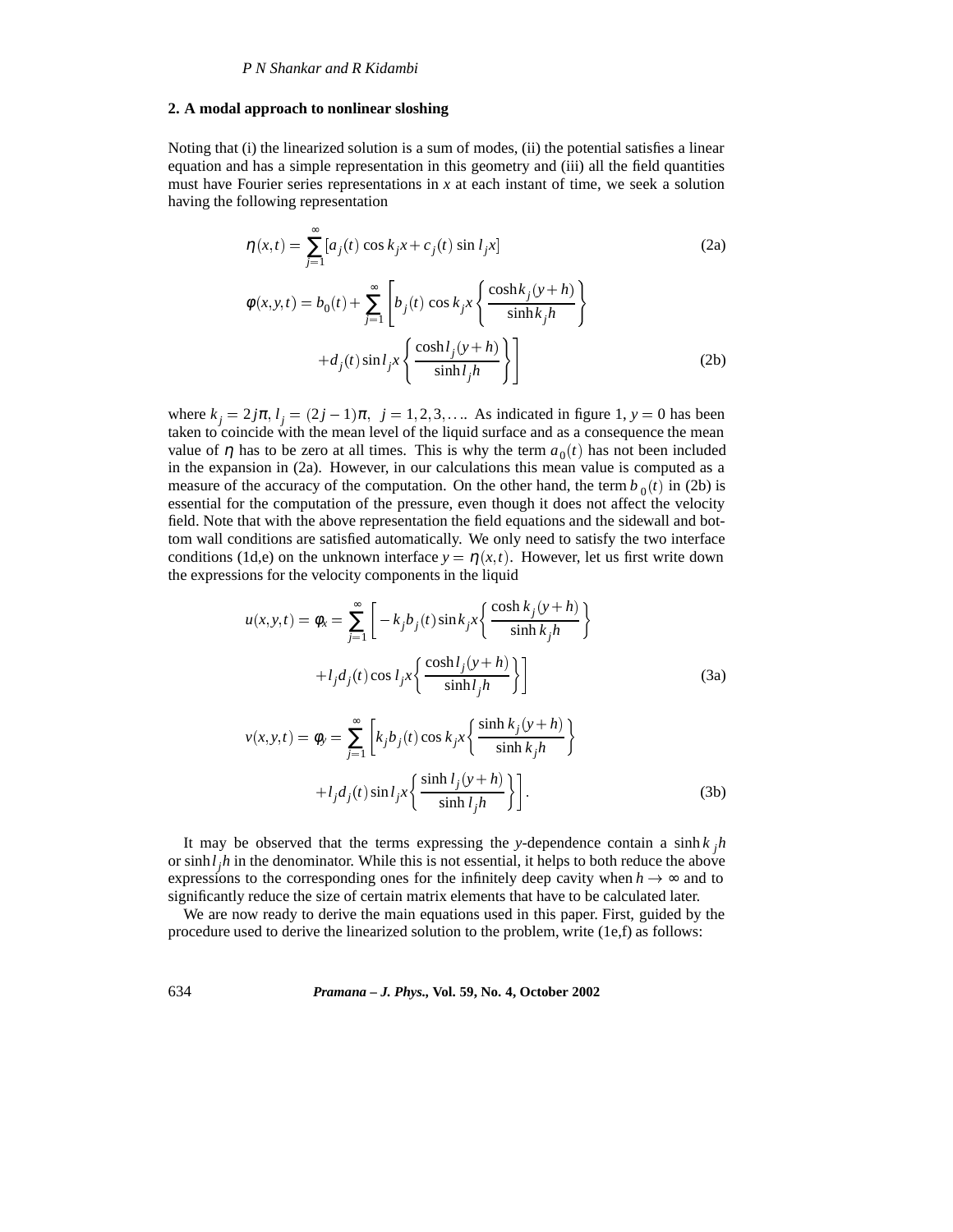## 2. A modal approach to nonlinear sloshing

Noting that (i) the linearized solution is a sum of modes, (ii) the potential satisfies a linear equation and has a simple representation in this geometry and (iii) all the field quantities must have Fourier series representations in $x$ at each instant of time, we seek a solution having the following representation

$$\eta(x,t) = \sum_{j=1}^{\infty} [a_j(t) \cos k_j x + c_j(t) \sin l_j x] \tag{2a}$$

$$\phi(x,y,t) = b_0(t) + \sum_{j=1}^{\infty} \left[ b_j(t) \cos k_j x \left\{ \frac{\cosh k_j(y+h)}{\sinh k_j h} \right\} + d_j(t) \sin l_j x \left\{ \frac{\cosh l_j(y+h)}{\sinh l_j h} \right\} \right] \tag{2b}$$

where $k_j = 2j\pi$, $l_j = (2j-1)\pi$, $j = 1,2,3,\ldots$. As indicated in figure 1, $y = 0$ has been taken to coincide with the mean level of the liquid surface and as a consequence the mean value of $\eta$ has to be zero at all times. This is why the term $a_0(t)$ has not been included in the expansion in (2a). However, in our calculations this mean value is computed as a measure of the accuracy of the computation. On the other hand, the term $b_0(t)$ in (2b) is essential for the computation of the pressure, even though it does not affect the velocity field. Note that with the above representation the field equations and the sidewall and bottom wall conditions are satisfied automatically. We only need to satisfy the two interface conditions (1d,e) on the unknown interface $y = \eta(x,t)$. However, let us first write down the expressions for the velocity components in the liquid

$$u(x,y,t) = \phi_x = \sum_{j=1}^{\infty} \left[ -k_j b_j(t) \sin k_j x \left\{ \frac{\cosh k_j(y+h)}{\sinh k_j h} \right\} + l_j d_j(t) \cos l_j x \left\{ \frac{\cosh l_j(y+h)}{\sinh l_j h} \right\} \right] \tag{3a}$$

$$v(x,y,t) = \phi_y = \sum_{j=1}^{\infty} \left[ k_j b_j(t) \cos k_j x \left\{ \frac{\sinh k_j(y+h)}{\sinh k_j h} \right\} + l_j d_j(t) \sin l_j x \left\{ \frac{\sinh l_j(y+h)}{\sinh l_j h} \right\} \right]. \tag{3b}$$

It may be observed that the terms expressing the $y$-dependence contain a $\sinh k_j h$ or $\sinh l_j h$ in the denominator. While this is not essential, it helps to both reduce the above expressions to the corresponding ones for the infinitely deep cavity when $h \to \infty$ and to significantly reduce the size of certain matrix elements that have to be calculated later.

We are now ready to derive the main equations used in this paper. First, guided by the procedure used to derive the linearized solution to the problem, write (1e,f) as follows: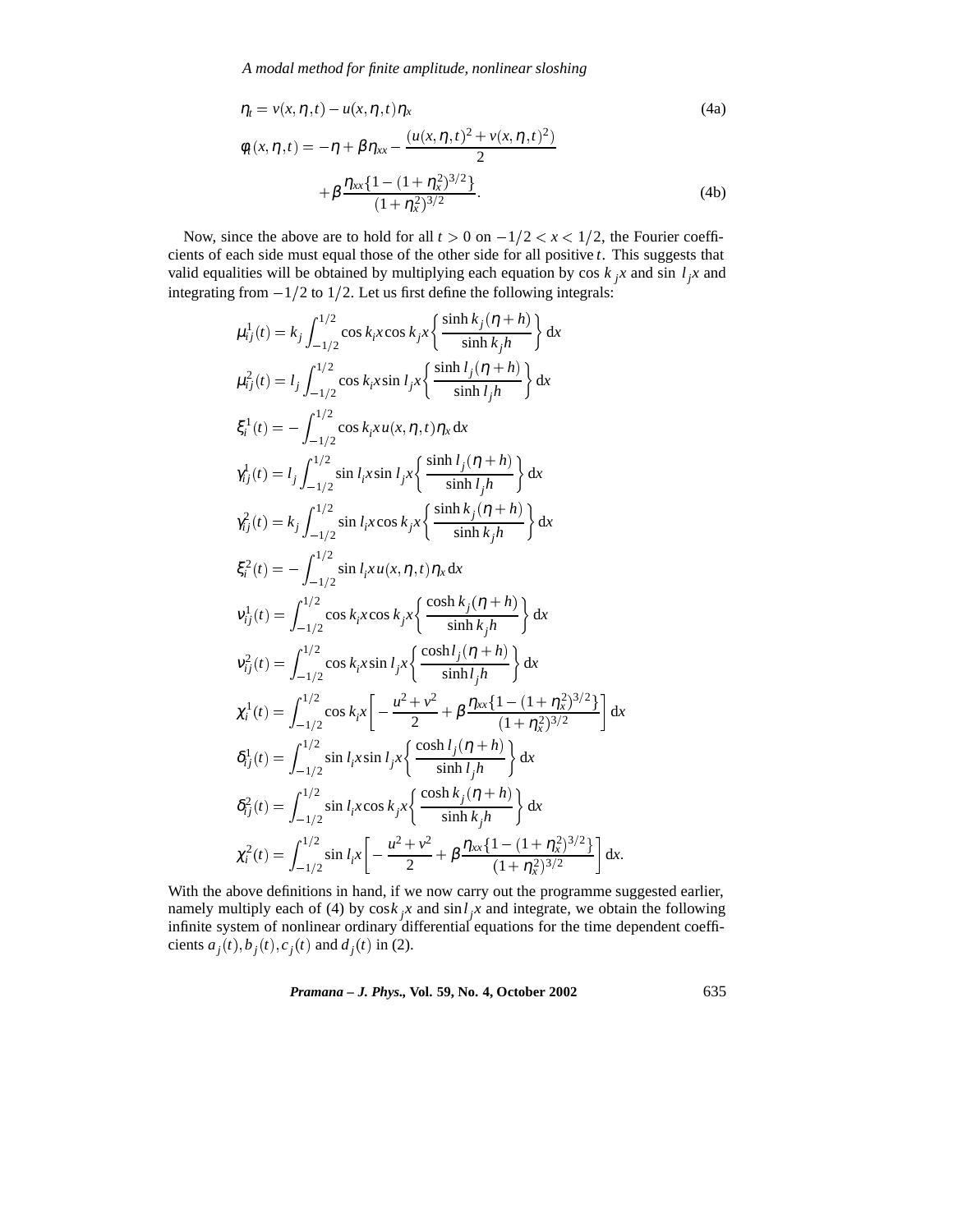$$\eta_t = v(x,\eta,t) - u(x,\eta,t)\eta_x \tag{4a}$$

$$\phi_t(x,\eta,t) = -\eta + \beta\eta_{xx} - \frac{(u(x,\eta,t)^2 + v(x,\eta,t)^2)}{2} + \beta\frac{\eta_{xx}\{1-(1+\eta_x^2)^{3/2}\}}{(1+\eta_x^2)^{3/2}}. \tag{4b}$$

Now, since the above are to hold for all $t > 0$ on $-1/2 < x < 1/2$, the Fourier coefficients of each side must equal those of the other side for all positive $t$. This suggests that valid equalities will be obtained by multiplying each equation by $\cos k_j x$ and $\sin l_j x$ and integrating from $-1/2$ to $1/2$. Let us first define the following integrals:

$$\mu_{ij}^1(t) = k_j \int_{-1/2}^{1/2} \cos k_i x \cos k_j x \left\{ \frac{\sinh k_j(\eta+h)}{\sinh k_j h} \right\} \mathrm{d}x$$

$$\mu_{ij}^2(t) = l_j \int_{-1/2}^{1/2} \cos k_i x \sin l_j x \left\{ \frac{\sinh l_j(\eta+h)}{\sinh l_j h} \right\} \mathrm{d}x$$

$$\xi_i^1(t) = -\int_{-1/2}^{1/2} \cos k_i x\, u(x,\eta,t)\eta_x \,\mathrm{d}x$$

$$\gamma_{ij}^1(t) = l_j \int_{-1/2}^{1/2} \sin l_i x \sin l_j x \left\{ \frac{\sinh l_j(\eta+h)}{\sinh l_j h} \right\} \mathrm{d}x$$

$$\gamma_{ij}^2(t) = k_j \int_{-1/2}^{1/2} \sin l_i x \cos k_j x \left\{ \frac{\sinh k_j(\eta+h)}{\sinh k_j h} \right\} \mathrm{d}x$$

$$\xi_i^2(t) = -\int_{-1/2}^{1/2} \sin l_i x\, u(x,\eta,t)\eta_x \,\mathrm{d}x$$

$$\nu_{ij}^1(t) = \int_{-1/2}^{1/2} \cos k_i x \cos k_j x \left\{ \frac{\cosh k_j(\eta+h)}{\sinh k_j h} \right\} \mathrm{d}x$$

$$\nu_{ij}^2(t) = \int_{-1/2}^{1/2} \cos k_i x \sin l_j x \left\{ \frac{\cosh l_j(\eta+h)}{\sinh l_j h} \right\} \mathrm{d}x$$

$$\chi_i^1(t) = \int_{-1/2}^{1/2} \cos k_i x \left[ -\frac{u^2+v^2}{2} + \beta\frac{\eta_{xx}\{1-(1+\eta_x^2)^{3/2}\}}{(1+\eta_x^2)^{3/2}} \right] \mathrm{d}x$$

$$\delta_{ij}^1(t) = \int_{-1/2}^{1/2} \sin l_i x \sin l_j x \left\{ \frac{\cosh l_j(\eta+h)}{\sinh l_j h} \right\} \mathrm{d}x$$

$$\delta_{ij}^2(t) = \int_{-1/2}^{1/2} \sin l_i x \cos k_j x \left\{ \frac{\cosh k_j(\eta+h)}{\sinh k_j h} \right\} \mathrm{d}x$$

$$\chi_i^2(t) = \int_{-1/2}^{1/2} \sin l_i x \left[ -\frac{u^2+v^2}{2} + \beta\frac{\eta_{xx}\{1-(1+\eta_x^2)^{3/2}\}}{(1+\eta_x^2)^{3/2}} \right] \mathrm{d}x.$$

With the above definitions in hand, if we now carry out the programme suggested earlier, namely multiply each of (4) by $\cos k_j x$ and $\sin l_j x$ and integrate, we obtain the following infinite system of nonlinear ordinary differential equations for the time dependent coefficients $a_j(t), b_j(t), c_j(t)$ and $d_j(t)$ in (2).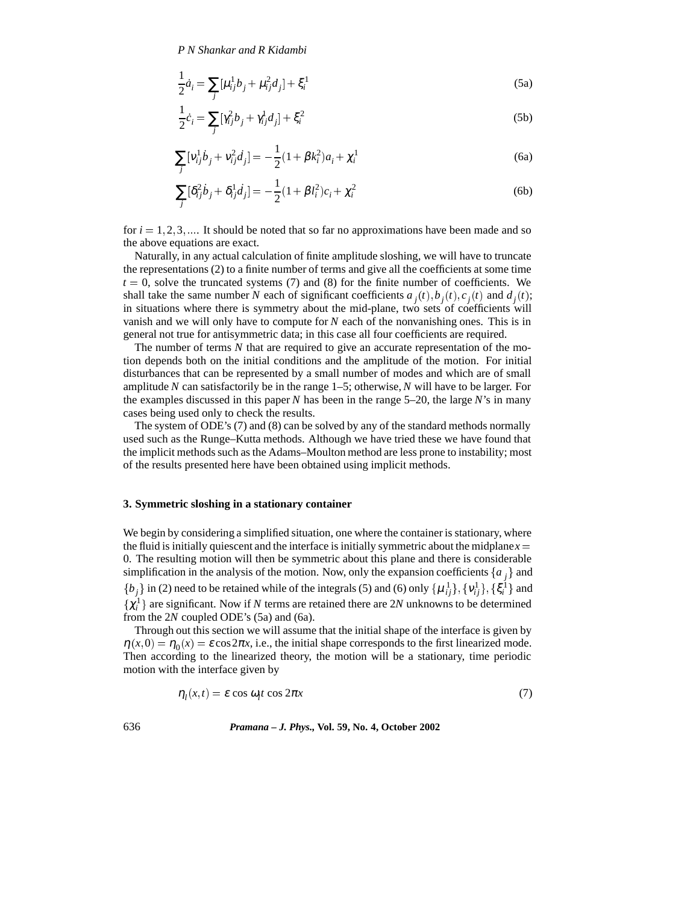$$\frac{1}{2}\dot{a}_i = \sum_j [\mu_{ij}^1 b_j + \mu_{ij}^2 d_j] + \xi_i^1 \tag{5a}$$

$$\frac{1}{2}\dot{c}_i = \sum_j [\gamma_{ij}^2 b_j + \gamma_{ij}^1 d_j] + \xi_i^2 \tag{5b}$$

$$\sum_j [\nu_{ij}^1 \dot{b}_j + \nu_{ij}^2 \dot{d}_j] = -\frac{1}{2}(1+\beta k_i^2)a_i + \chi_i^1 \tag{6a}$$

$$\sum_j [\delta_{ij}^2 \dot{b}_j + \delta_{ij}^1 \dot{d}_j] = -\frac{1}{2}(1+\beta l_i^2)c_i + \chi_i^2 \tag{6b}$$

for $i = 1, 2, 3, \ldots$. It should be noted that so far no approximations have been made and so the above equations are exact.

Naturally, in any actual calculation of finite amplitude sloshing, we will have to truncate the representations (2) to a finite number of terms and give all the coefficients at some time $t = 0$, solve the truncated systems (7) and (8) for the finite number of coefficients. We shall take the same number $N$ each of significant coefficients $a_j(t), b_j(t), c_j(t)$ and $d_j(t)$; in situations where there is symmetry about the mid-plane, two sets of coefficients will vanish and we will only have to compute for $N$ each of the nonvanishing ones. This is in general not true for antisymmetric data; in this case all four coefficients are required.

The number of terms $N$ that are required to give an accurate representation of the motion depends both on the initial conditions and the amplitude of the motion. For initial disturbances that can be represented by a small number of modes and which are of small amplitude $N$ can satisfactorily be in the range 1–5; otherwise, $N$ will have to be larger. For the examples discussed in this paper $N$ has been in the range 5–20, the large $N$'s in many cases being used only to check the results.

The system of ODE's (7) and (8) can be solved by any of the standard methods normally used such as the Runge–Kutta methods. Although we have tried these we have found that the implicit methods such as the Adams–Moulton method are less prone to instability; most of the results presented here have been obtained using implicit methods.

## 3. Symmetric sloshing in a stationary container

We begin by considering a simplified situation, one where the container is stationary, where the fluid is initially quiescent and the interface is initially symmetric about the midplane $x = 0$. The resulting motion will then be symmetric about this plane and there is considerable simplification in the analysis of the motion. Now, only the expansion coefficients $\{a_j\}$ and $\{b_j\}$ in (2) need to be retained while of the integrals (5) and (6) only $\{\mu_{ij}^1\}, \{\nu_{ij}^1\}, \{\xi_i^1\}$ and $\{\chi_i^1\}$ are significant. Now if $N$ terms are retained there are $2N$ unknowns to be determined from the $2N$ coupled ODE's (5a) and (6a).

Through out this section we will assume that the initial shape of the interface is given by $\eta(x,0) = \eta_0(x) = \varepsilon \cos 2\pi x$, i.e., the initial shape corresponds to the first linearized mode. Then according to the linearized theory, the motion will be a stationary, time periodic motion with the interface given by

$$\eta_l(x,t) = \varepsilon \cos \omega_l t \cos 2\pi x \tag{7}$$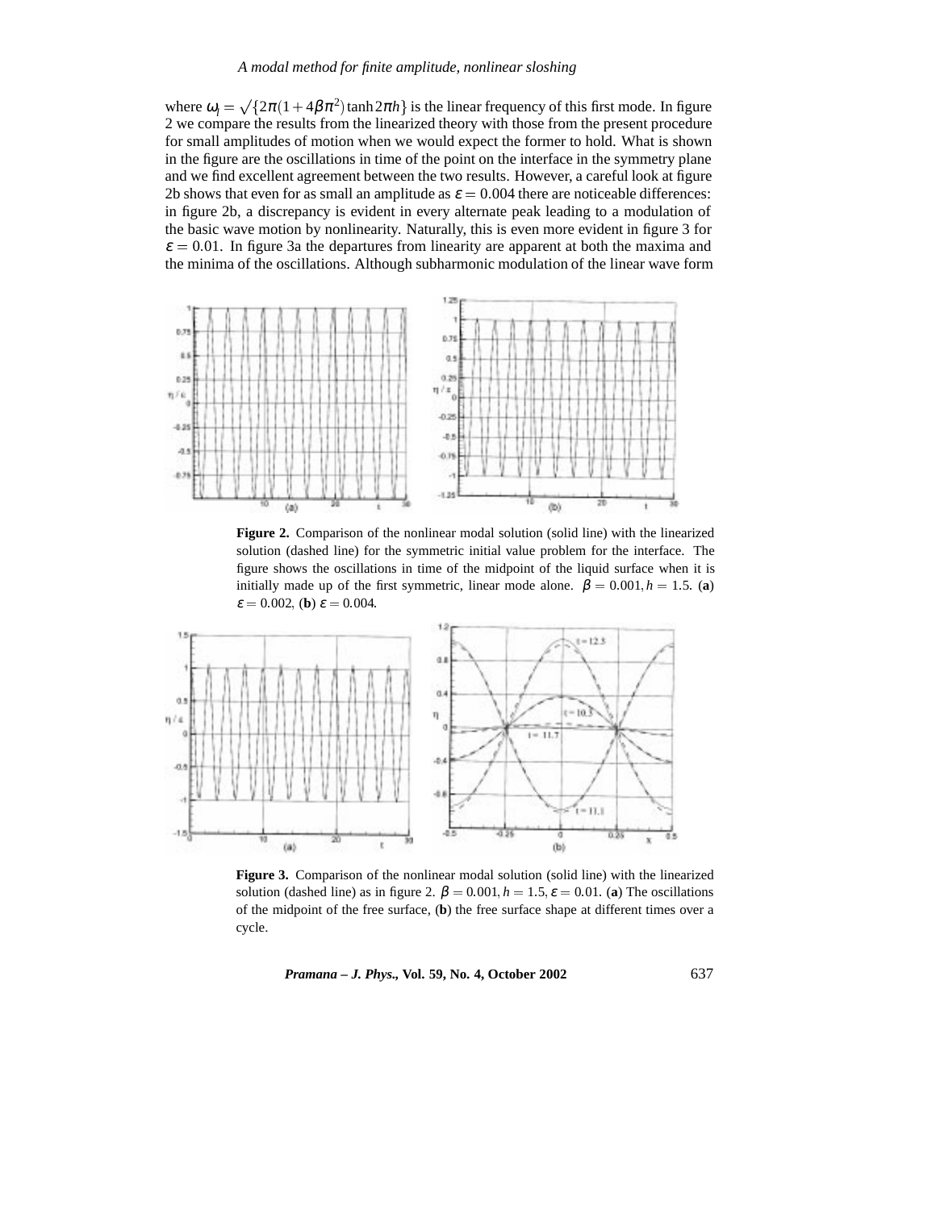where $\omega_l = \sqrt{\{2\pi(1+4\beta\pi^2)\tanh 2\pi h\}}$ is the linear frequency of this first mode. In figure 2 we compare the results from the linearized theory with those from the present procedure for small amplitudes of motion when we would expect the former to hold. What is shown in the figure are the oscillations in time of the point on the interface in the symmetry plane and we find excellent agreement between the two results. However, a careful look at figure 2b shows that even for as small an amplitude as $\varepsilon = 0.004$ there are noticeable differences: in figure 2b, a discrepancy is evident in every alternate peak leading to a modulation of the basic wave motion by nonlinearity. Naturally, this is even more evident in figure 3 for $\varepsilon = 0.01$. In figure 3a the departures from linearity are apparent at both the maxima and the minima of the oscillations. Although subharmonic modulation of the linear wave form

**Figure 2.** Comparison of the nonlinear modal solution (solid line) with the linearized solution (dashed line) for the symmetric initial value problem for the interface. The figure shows the oscillations in time of the midpoint of the liquid surface when it is initially made up of the first symmetric, linear mode alone. $\beta = 0.001, h = 1.5$. (**a**) $\varepsilon = 0.002$, (**b**) $\varepsilon = 0.004$.

**Figure 3.** Comparison of the nonlinear modal solution (solid line) with the linearized solution (dashed line) as in figure 2. $\beta = 0.001, h = 1.5, \varepsilon = 0.01$. (**a**) The oscillations of the midpoint of the free surface, (**b**) the free surface shape at different times over a cycle.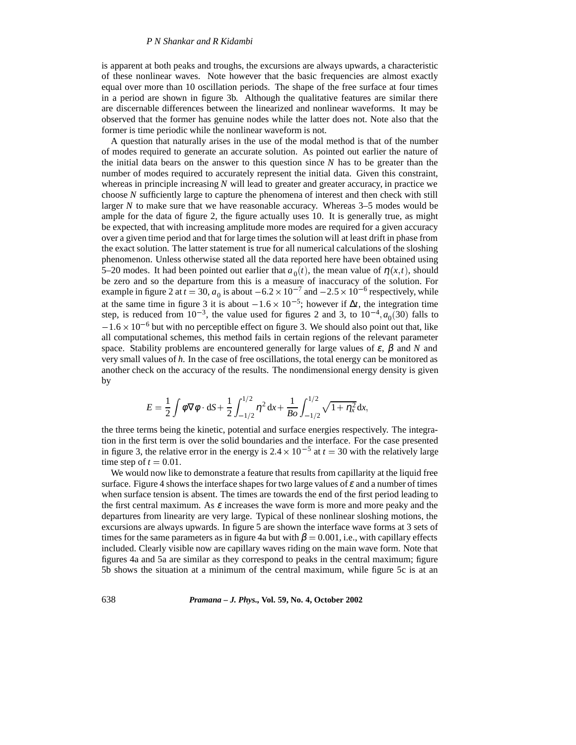is apparent at both peaks and troughs, the excursions are always upwards, a characteristic of these nonlinear waves. Note however that the basic frequencies are almost exactly equal over more than 10 oscillation periods. The shape of the free surface at four times in a period are shown in figure 3b. Although the qualitative features are similar there are discernable differences between the linearized and nonlinear waveforms. It may be observed that the former has genuine nodes while the latter does not. Note also that the former is time periodic while the nonlinear waveform is not.

A question that naturally arises in the use of the modal method is that of the number of modes required to generate an accurate solution. As pointed out earlier the nature of the initial data bears on the answer to this question since $N$ has to be greater than the number of modes required to accurately represent the initial data. Given this constraint, whereas in principle increasing $N$ will lead to greater and greater accuracy, in practice we choose $N$ sufficiently large to capture the phenomena of interest and then check with still larger $N$ to make sure that we have reasonable accuracy. Whereas 3–5 modes would be ample for the data of figure 2, the figure actually uses 10. It is generally true, as might be expected, that with increasing amplitude more modes are required for a given accuracy over a given time period and that for large times the solution will at least drift in phase from the exact solution. The latter statement is true for all numerical calculations of the sloshing phenomenon. Unless otherwise stated all the data reported here have been obtained using 5–20 modes. It had been pointed out earlier that $a_0(t)$, the mean value of $\eta(x,t)$, should be zero and so the departure from this is a measure of inaccuracy of the solution. For example in figure 2 at $t = 30$, $a_0$ is about $-6.2 \times 10^{-7}$ and $-2.5 \times 10^{-6}$ respectively, while at the same time in figure 3 it is about $-1.6 \times 10^{-5}$; however if $\Delta t$, the integration time step, is reduced from $10^{-3}$, the value used for figures 2 and 3, to $10^{-4}, a_0(30)$ falls to $-1.6 \times 10^{-6}$ but with no perceptible effect on figure 3. We should also point out that, like all computational schemes, this method fails in certain regions of the relevant parameter space. Stability problems are encountered generally for large values of $\varepsilon$, $\beta$ and $N$ and very small values of $h$. In the case of free oscillations, the total energy can be monitored as another check on the accuracy of the results. The nondimensional energy density is given by

$$E = \frac{1}{2}\int \phi\nabla\phi \cdot \mathrm{d}S + \frac{1}{2}\int_{-1/2}^{1/2} \eta^2 \,\mathrm{d}x + \frac{1}{Bo}\int_{-1/2}^{1/2} \sqrt{1+\eta_x^2}\,\mathrm{d}x,$$

the three terms being the kinetic, potential and surface energies respectively. The integration in the first term is over the solid boundaries and the interface. For the case presented in figure 3, the relative error in the energy is $2.4 \times 10^{-5}$ at $t = 30$ with the relatively large time step of $t = 0.01$.

We would now like to demonstrate a feature that results from capillarity at the liquid free surface. Figure 4 shows the interface shapes for two large values of $\varepsilon$ and a number of times when surface tension is absent. The times are towards the end of the first period leading to the first central maximum. As $\varepsilon$ increases the wave form is more and more peaky and the departures from linearity are very large. Typical of these nonlinear sloshing motions, the excursions are always upwards. In figure 5 are shown the interface wave forms at 3 sets of times for the same parameters as in figure 4a but with $\beta = 0.001$, i.e., with capillary effects included. Clearly visible now are capillary waves riding on the main wave form. Note that figures 4a and 5a are similar as they correspond to peaks in the central maximum; figure 5b shows the situation at a minimum of the central maximum, while figure 5c is at an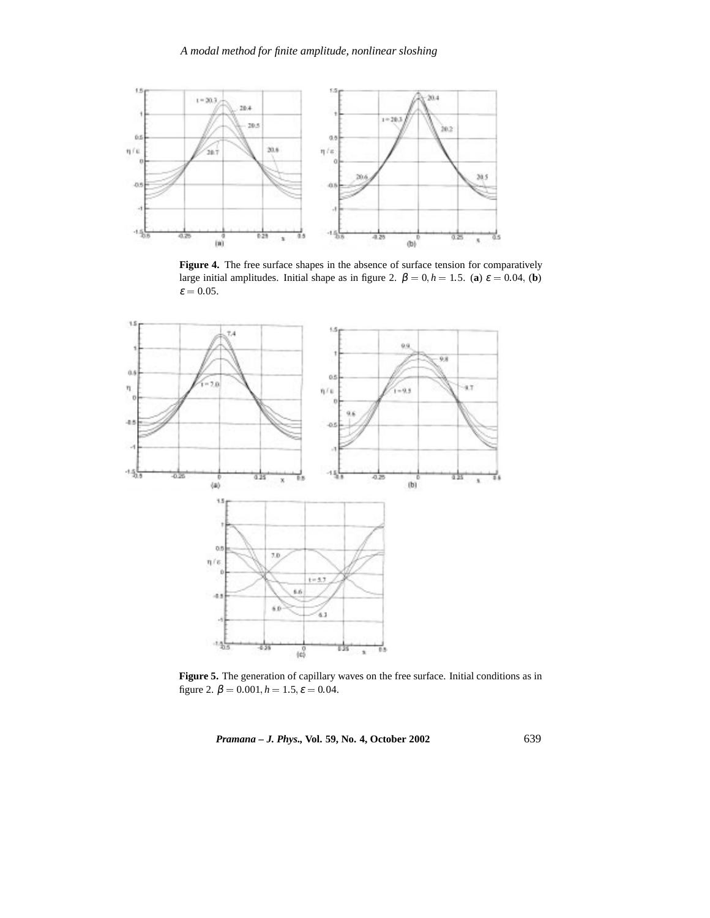**Figure 4.** The free surface shapes in the absence of surface tension for comparatively large initial amplitudes. Initial shape as in figure 2. $\beta = 0, h = 1.5$. (**a**) $\varepsilon = 0.04$, (**b**) $\varepsilon = 0.05$.

**Figure 5.** The generation of capillary waves on the free surface. Initial conditions as in figure 2. $\beta = 0.001, h = 1.5, \varepsilon = 0.04$.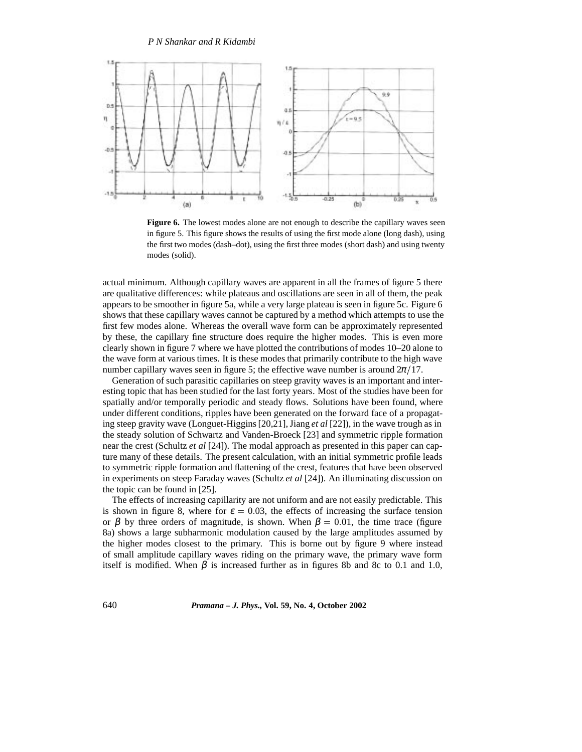**Figure 6.** The lowest modes alone are not enough to describe the capillary waves seen in figure 5. This figure shows the results of using the first mode alone (long dash), using the first two modes (dash–dot), using the first three modes (short dash) and using twenty modes (solid).

actual minimum. Although capillary waves are apparent in all the frames of figure 5 there are qualitative differences: while plateaus and oscillations are seen in all of them, the peak appears to be smoother in figure 5a, while a very large plateau is seen in figure 5c. Figure 6 shows that these capillary waves cannot be captured by a method which attempts to use the first few modes alone. Whereas the overall wave form can be approximately represented by these, the capillary fine structure does require the higher modes. This is even more clearly shown in figure 7 where we have plotted the contributions of modes 10–20 alone to the wave form at various times. It is these modes that primarily contribute to the high wave number capillary waves seen in figure 5; the effective wave number is around $2\pi/17$.

Generation of such parasitic capillaries on steep gravity waves is an important and interesting topic that has been studied for the last forty years. Most of the studies have been for spatially and/or temporally periodic and steady flows. Solutions have been found, where under different conditions, ripples have been generated on the forward face of a propagating steep gravity wave (Longuet-Higgins [20,21], Jiang *et al* [22]), in the wave trough as in the steady solution of Schwartz and Vanden-Broeck [23] and symmetric ripple formation near the crest (Schultz *et al* [24]). The modal approach as presented in this paper can capture many of these details. The present calculation, with an initial symmetric profile leads to symmetric ripple formation and flattening of the crest, features that have been observed in experiments on steep Faraday waves (Schultz *et al* [24]). An illuminating discussion on the topic can be found in [25].

The effects of increasing capillarity are not uniform and are not easily predictable. This is shown in figure 8, where for $\varepsilon = 0.03$, the effects of increasing the surface tension or $\beta$ by three orders of magnitude, is shown. When $\beta = 0.01$, the time trace (figure 8a) shows a large subharmonic modulation caused by the large amplitudes assumed by the higher modes closest to the primary. This is borne out by figure 9 where instead of small amplitude capillary waves riding on the primary wave, the primary wave form itself is modified. When $\beta$ is increased further as in figures 8b and 8c to 0.1 and 1.0,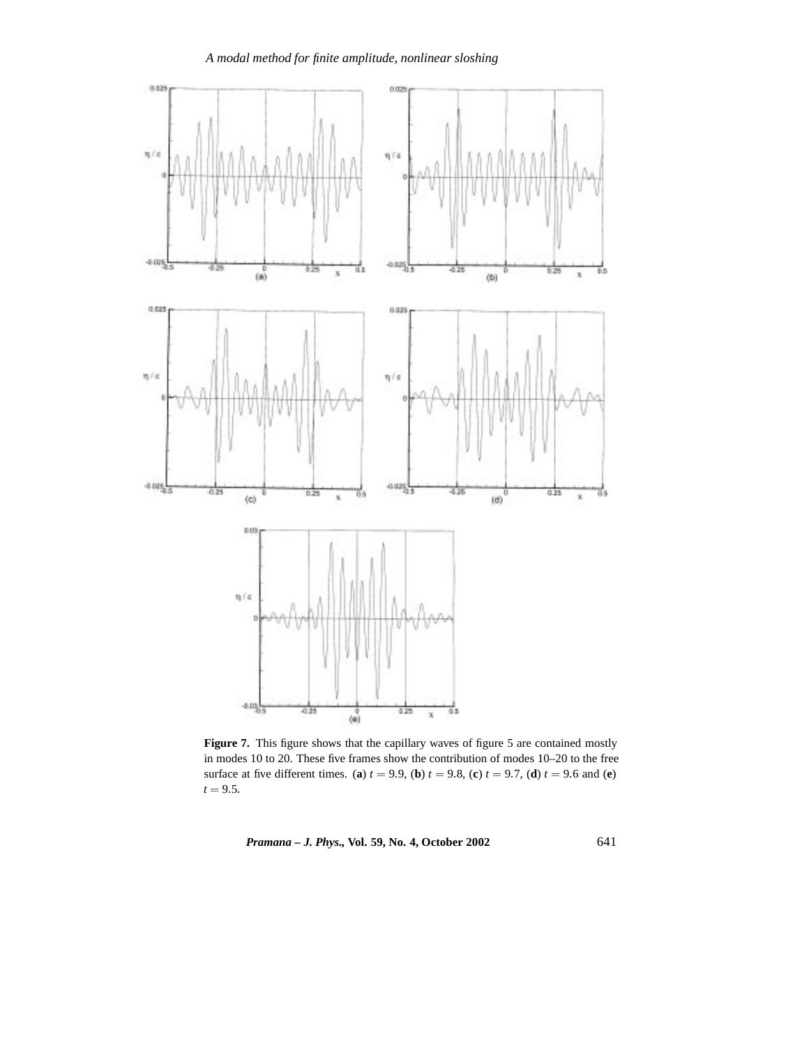**Figure 7.** This figure shows that the capillary waves of figure 5 are contained mostly in modes 10 to 20. These five frames show the contribution of modes 10–20 to the free surface at five different times. (**a**) $t = 9.9$, (**b**) $t = 9.8$, (**c**) $t = 9.7$, (**d**) $t = 9.6$ and (**e**) $t = 9.5$.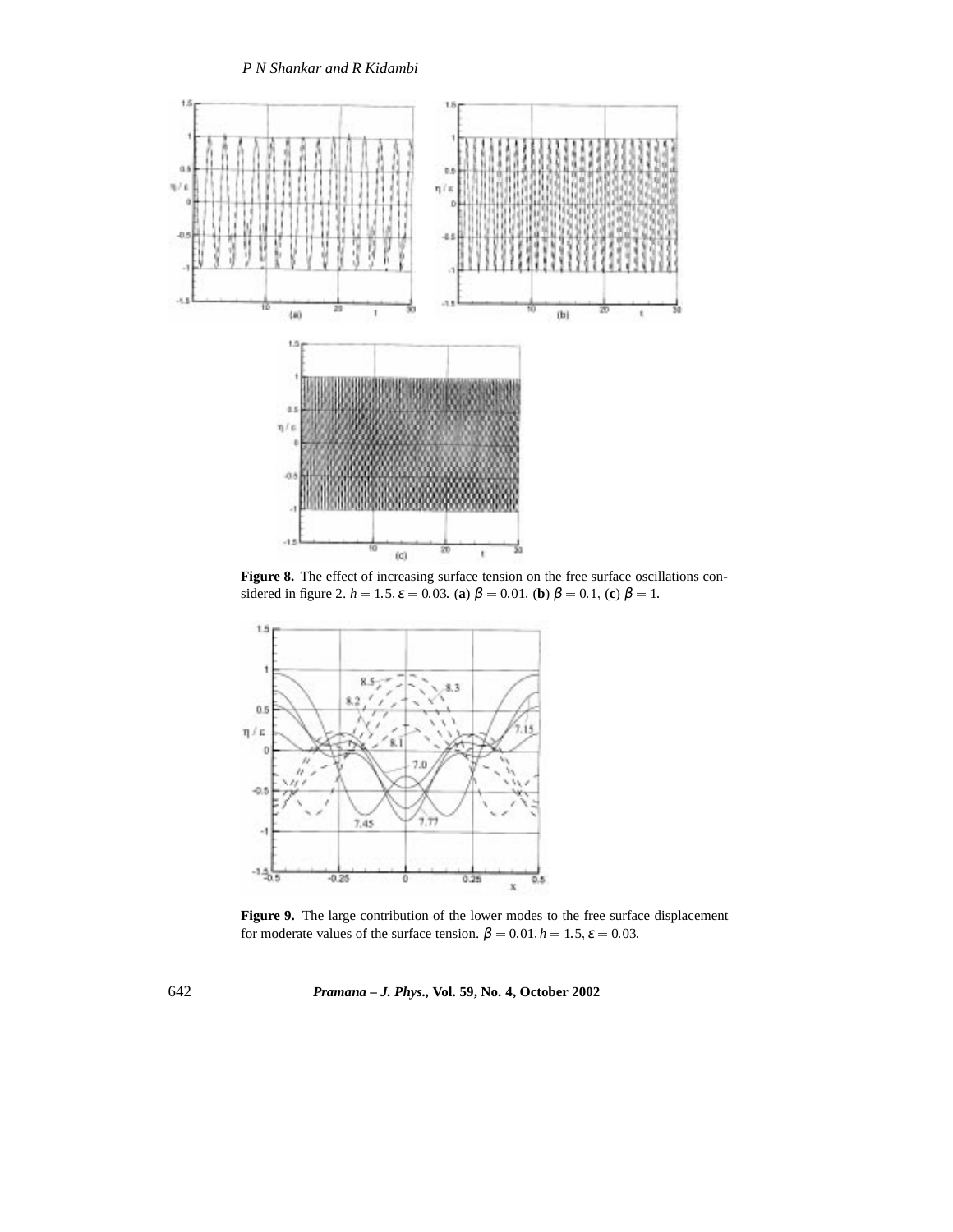**Figure 8.** The effect of increasing surface tension on the free surface oscillations considered in figure 2. $h = 1.5, \varepsilon = 0.03$. (**a**) $\beta = 0.01$, (**b**) $\beta = 0.1$, (**c**) $\beta = 1$.

**Figure 9.** The large contribution of the lower modes to the free surface displacement for moderate values of the surface tension. $\beta = 0.01, h = 1.5, \varepsilon = 0.03$.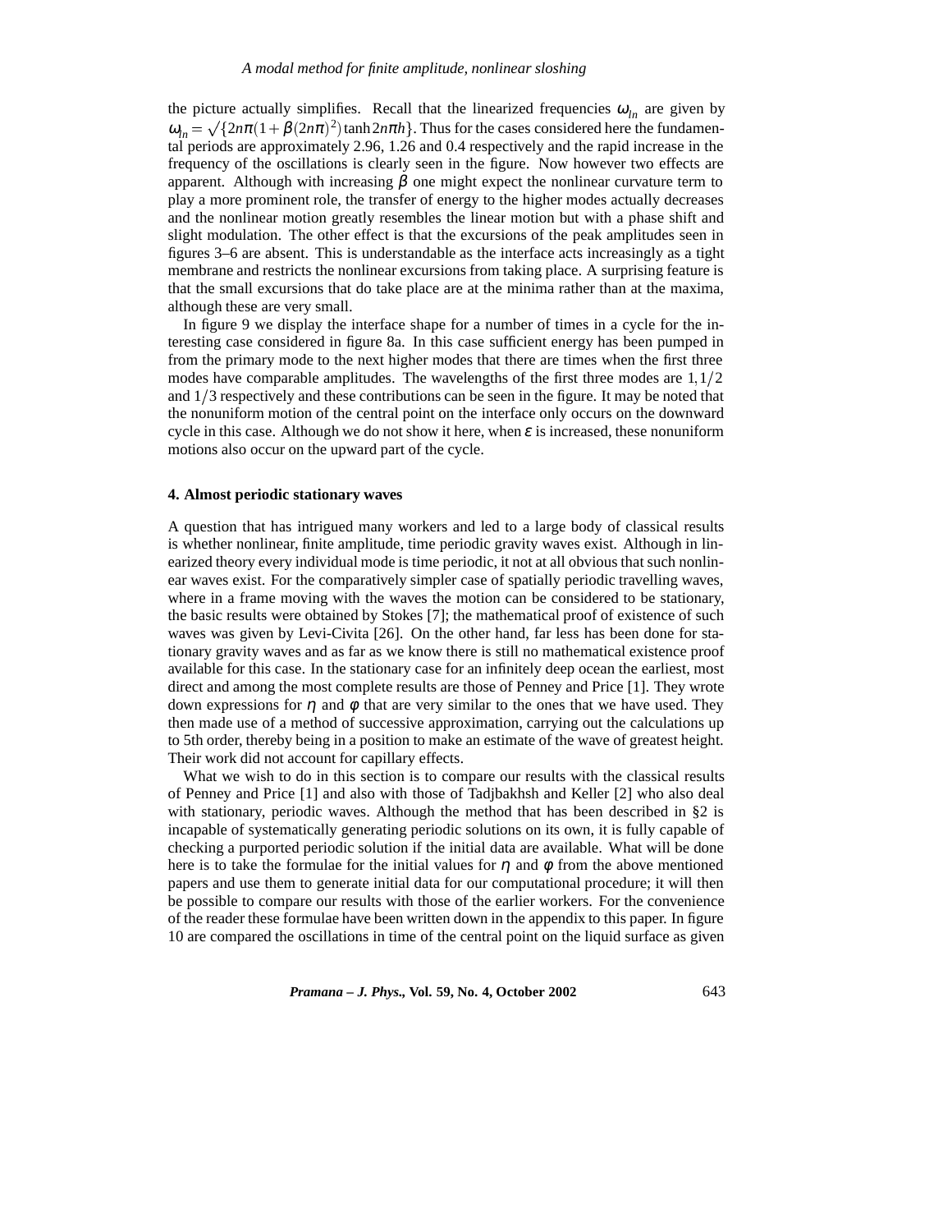the picture actually simplifies. Recall that the linearized frequencies $\omega_{ln}$ are given by $\omega_{ln} = \sqrt{\{2n\pi(1+\beta(2n\pi)^2)\tanh 2n\pi h\}}$. Thus for the cases considered here the fundamental periods are approximately 2.96, 1.26 and 0.4 respectively and the rapid increase in the frequency of the oscillations is clearly seen in the figure. Now however two effects are apparent. Although with increasing $\beta$ one might expect the nonlinear curvature term to play a more prominent role, the transfer of energy to the higher modes actually decreases and the nonlinear motion greatly resembles the linear motion but with a phase shift and slight modulation. The other effect is that the excursions of the peak amplitudes seen in figures 3–6 are absent. This is understandable as the interface acts increasingly as a tight membrane and restricts the nonlinear excursions from taking place. A surprising feature is that the small excursions that do take place are at the minima rather than at the maxima, although these are very small.

In figure 9 we display the interface shape for a number of times in a cycle for the interesting case considered in figure 8a. In this case sufficient energy has been pumped in from the primary mode to the next higher modes that there are times when the first three modes have comparable amplitudes. The wavelengths of the first three modes are $1, 1/2$ and $1/3$ respectively and these contributions can be seen in the figure. It may be noted that the nonuniform motion of the central point on the interface only occurs on the downward cycle in this case. Although we do not show it here, when $\varepsilon$ is increased, these nonuniform motions also occur on the upward part of the cycle.

### 4. Almost periodic stationary waves

A question that has intrigued many workers and led to a large body of classical results is whether nonlinear, finite amplitude, time periodic gravity waves exist. Although in linearized theory every individual mode is time periodic, it not at all obvious that such nonlinear waves exist. For the comparatively simpler case of spatially periodic travelling waves, where in a frame moving with the waves the motion can be considered to be stationary, the basic results were obtained by Stokes [7]; the mathematical proof of existence of such waves was given by Levi-Civita [26]. On the other hand, far less has been done for stationary gravity waves and as far as we know there is still no mathematical existence proof available for this case. In the stationary case for an infinitely deep ocean the earliest, most direct and among the most complete results are those of Penney and Price [1]. They wrote down expressions for $\eta$ and $\phi$ that are very similar to the ones that we have used. They then made use of a method of successive approximation, carrying out the calculations up to 5th order, thereby being in a position to make an estimate of the wave of greatest height. Their work did not account for capillary effects.

What we wish to do in this section is to compare our results with the classical results of Penney and Price [1] and also with those of Tadjbakhsh and Keller [2] who also deal with stationary, periodic waves. Although the method that has been described in §2 is incapable of systematically generating periodic solutions on its own, it is fully capable of checking a purported periodic solution if the initial data are available. What will be done here is to take the formulae for the initial values for $\eta$ and $\phi$ from the above mentioned papers and use them to generate initial data for our computational procedure; it will then be possible to compare our results with those of the earlier workers. For the convenience of the reader these formulae have been written down in the appendix to this paper. In figure 10 are compared the oscillations in time of the central point on the liquid surface as given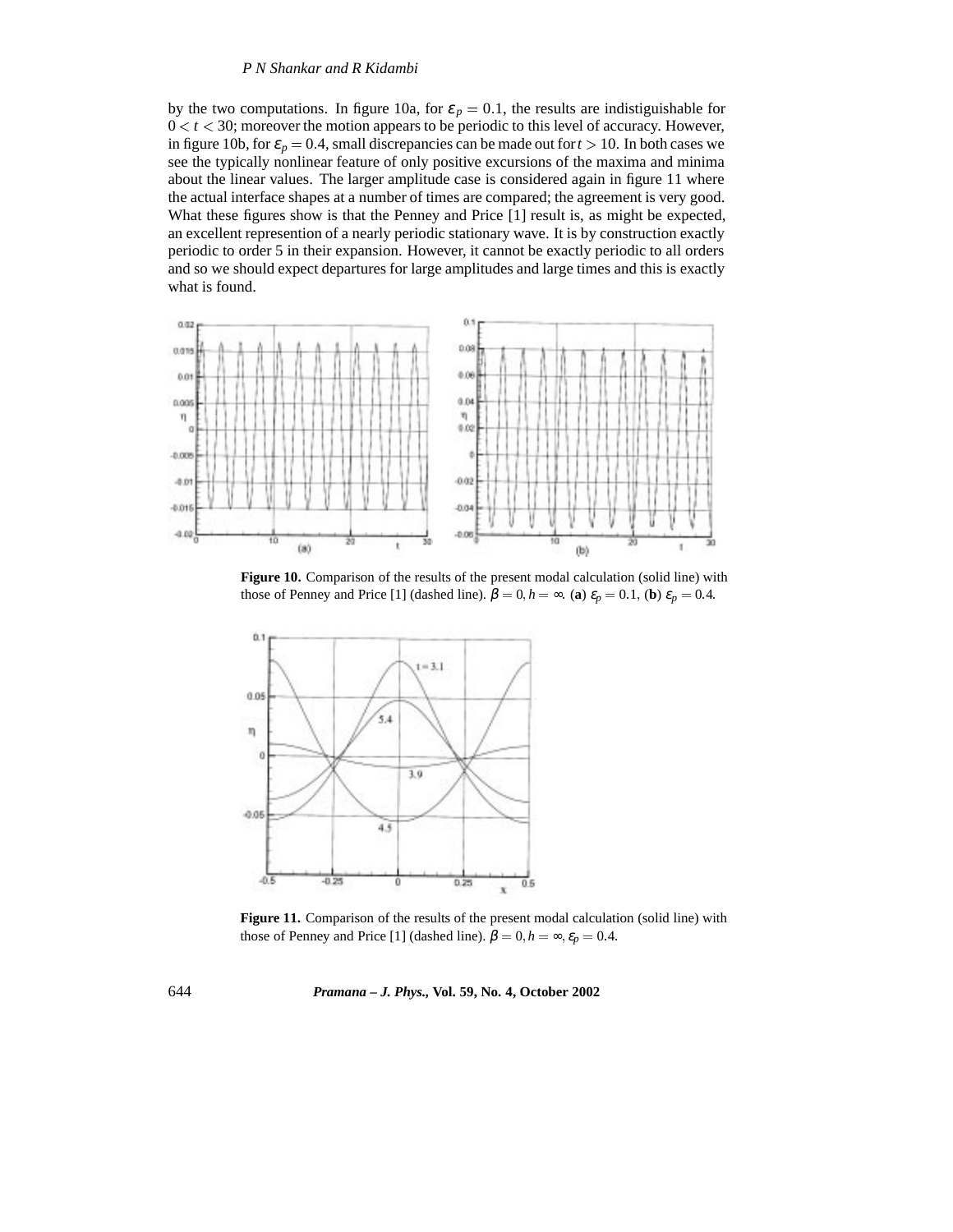by the two computations. In figure 10a, for $\varepsilon_p = 0.1$, the results are indistiguishable for $0 < t < 30$; moreover the motion appears to be periodic to this level of accuracy. However, in figure 10b, for $\varepsilon_p = 0.4$, small discrepancies can be made out for $t > 10$. In both cases we see the typically nonlinear feature of only positive excursions of the maxima and minima about the linear values. The larger amplitude case is considered again in figure 11 where the actual interface shapes at a number of times are compared; the agreement is very good. What these figures show is that the Penney and Price [1] result is, as might be expected, an excellent represention of a nearly periodic stationary wave. It is by construction exactly periodic to order 5 in their expansion. However, it cannot be exactly periodic to all orders and so we should expect departures for large amplitudes and large times and this is exactly what is found.

**Figure 10.** Comparison of the results of the present modal calculation (solid line) with those of Penney and Price [1] (dashed line). $\beta = 0, h = \infty$. (**a**) $\varepsilon_p = 0.1$, (**b**) $\varepsilon_p = 0.4$.

**Figure 11.** Comparison of the results of the present modal calculation (solid line) with those of Penney and Price [1] (dashed line). $\beta = 0, h = \infty, \varepsilon_p = 0.4$.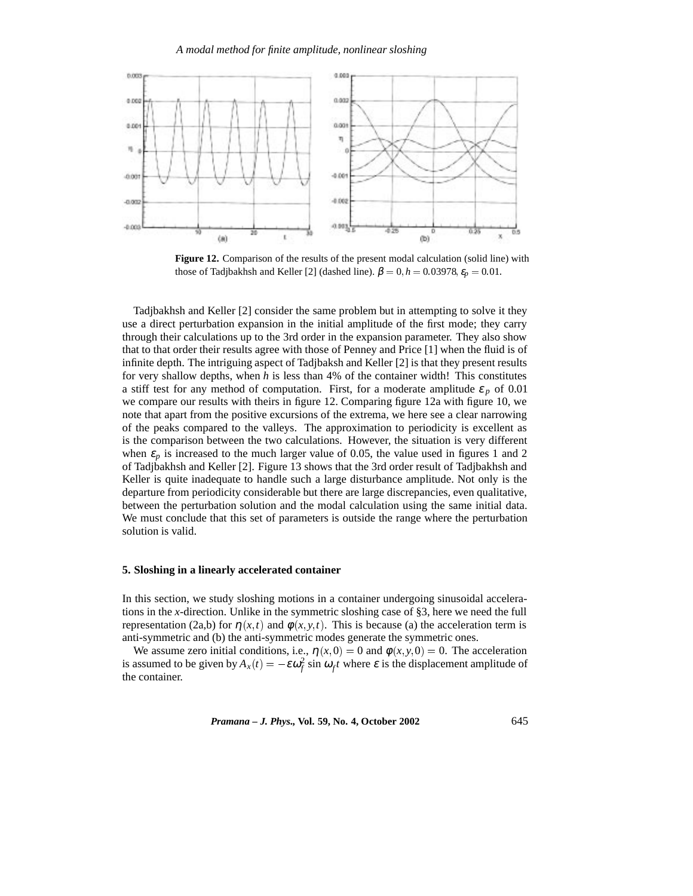**Figure 12.** Comparison of the results of the present modal calculation (solid line) with those of Tadjbakhsh and Keller [2] (dashed line). $\beta = 0, h = 0.03978, \varepsilon_p = 0.01$.

Tadjbakhsh and Keller [2] consider the same problem but in attempting to solve it they use a direct perturbation expansion in the initial amplitude of the first mode; they carry through their calculations up to the 3rd order in the expansion parameter. They also show that to that order their results agree with those of Penney and Price [1] when the fluid is of infinite depth. The intriguing aspect of Tadjbaksh and Keller [2] is that they present results for very shallow depths, when $h$ is less than 4% of the container width! This constitutes a stiff test for any method of computation. First, for a moderate amplitude $\varepsilon_p$ of 0.01 we compare our results with theirs in figure 12. Comparing figure 12a with figure 10, we note that apart from the positive excursions of the extrema, we here see a clear narrowing of the peaks compared to the valleys. The approximation to periodicity is excellent as is the comparison between the two calculations. However, the situation is very different when $\varepsilon_p$ is increased to the much larger value of 0.05, the value used in figures 1 and 2 of Tadjbakhsh and Keller [2]. Figure 13 shows that the 3rd order result of Tadjbakhsh and Keller is quite inadequate to handle such a large disturbance amplitude. Not only is the departure from periodicity considerable but there are large discrepancies, even qualitative, between the perturbation solution and the modal calculation using the same initial data. We must conclude that this set of parameters is outside the range where the perturbation solution is valid.

## 5. Sloshing in a linearly accelerated container

In this section, we study sloshing motions in a container undergoing sinusoidal accelerations in the $x$-direction. Unlike in the symmetric sloshing case of §3, here we need the full representation (2a,b) for $\eta(x,t)$ and $\phi(x,y,t)$. This is because (a) the acceleration term is anti-symmetric and (b) the anti-symmetric modes generate the symmetric ones.

We assume zero initial conditions, i.e., $\eta(x,0) = 0$ and $\phi(x,y,0) = 0$. The acceleration is assumed to be given by $A_x(t) = -\varepsilon\omega_f^2 \sin \omega_f t$ where $\varepsilon$ is the displacement amplitude of the container.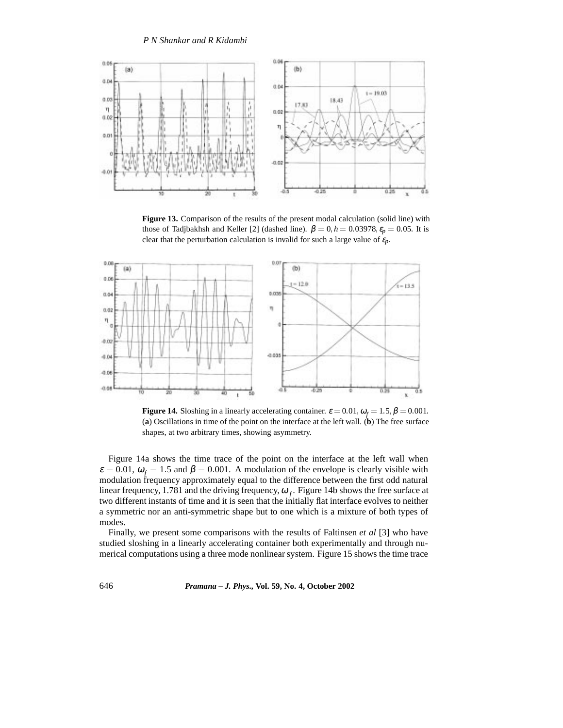**Figure 13.** Comparison of the results of the present modal calculation (solid line) with those of Tadjbakhsh and Keller [2] (dashed line). $\beta = 0, h = 0.03978, \varepsilon_p = 0.05$. It is clear that the perturbation calculation is invalid for such a large value of $\varepsilon_p$.

**Figure 14.** Sloshing in a linearly accelerating container. $\varepsilon = 0.01, \omega_f = 1.5, \beta = 0.001$. (**a**) Oscillations in time of the point on the interface at the left wall. (**b**) The free surface shapes, at two arbitrary times, showing asymmetry.

Figure 14a shows the time trace of the point on the interface at the left wall when $\varepsilon = 0.01$, $\omega_f = 1.5$ and $\beta = 0.001$. A modulation of the envelope is clearly visible with modulation frequency approximately equal to the difference between the first odd natural linear frequency, 1.781 and the driving frequency, $\omega_f$. Figure 14b shows the free surface at two different instants of time and it is seen that the initially flat interface evolves to neither a symmetric nor an anti-symmetric shape but to one which is a mixture of both types of modes.

Finally, we present some comparisons with the results of Faltinsen *et al* [3] who have studied sloshing in a linearly accelerating container both experimentally and through numerical computations using a three mode nonlinear system. Figure 15 shows the time trace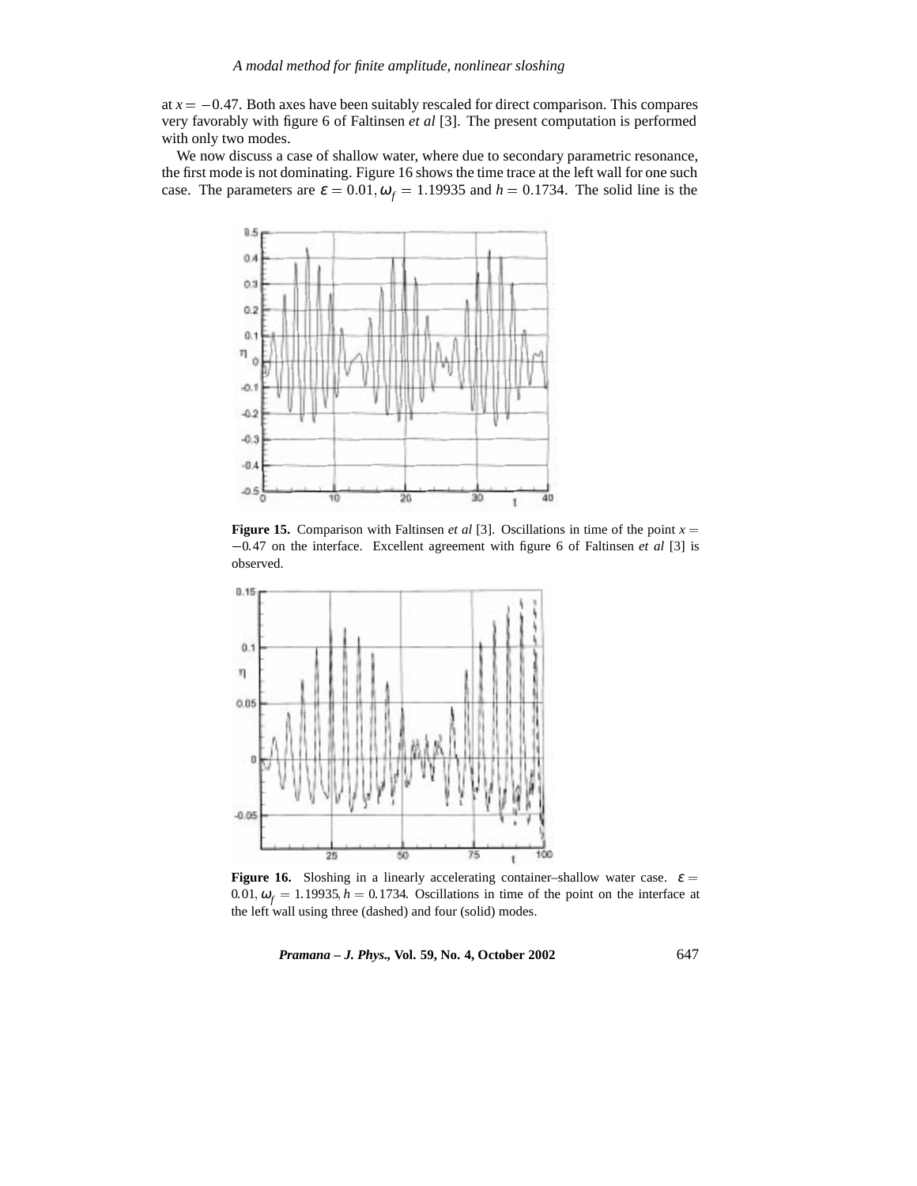at $x = -0.47$. Both axes have been suitably rescaled for direct comparison. This compares very favorably with figure 6 of Faltinsen *et al* [3]. The present computation is performed with only two modes.

We now discuss a case of shallow water, where due to secondary parametric resonance, the first mode is not dominating. Figure 16 shows the time trace at the left wall for one such case. The parameters are $\varepsilon = 0.01, \omega_f = 1.19935$ and $h = 0.1734$. The solid line is the

**Figure 15.** Comparison with Faltinsen *et al* [3]. Oscillations in time of the point $x = -0.47$ on the interface. Excellent agreement with figure 6 of Faltinsen *et al* [3] is observed.

**Figure 16.** Sloshing in a linearly accelerating container–shallow water case. $\varepsilon = 0.01, \omega_f = 1.19935, h = 0.1734$. Oscillations in time of the point on the interface at the left wall using three (dashed) and four (solid) modes.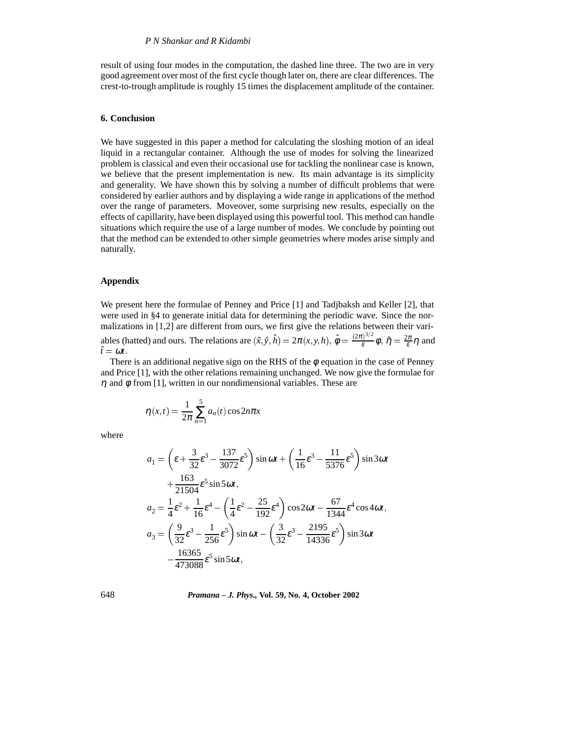result of using four modes in the computation, the dashed line three. The two are in very good agreement over most of the first cycle though later on, there are clear differences. The crest-to-trough amplitude is roughly 15 times the displacement amplitude of the container.

## 6. Conclusion

We have suggested in this paper a method for calculating the sloshing motion of an ideal liquid in a rectangular container. Although the use of modes for solving the linearized problem is classical and even their occasional use for tackling the nonlinear case is known, we believe that the present implementation is new. Its main advantage is its simplicity and generality. We have shown this by solving a number of difficult problems that were considered by earlier authors and by displaying a wide range in applications of the method over the range of parameters. Moveover, some surprising new results, especially on the effects of capillarity, have been displayed using this powerful tool. This method can handle situations which require the use of a large number of modes. We conclude by pointing out that the method can be extended to other simple geometries where modes arise simply and naturally.

## Appendix

We present here the formulae of Penney and Price [1] and Tadjbaksh and Keller [2], that were used in §4 to generate initial data for determining the periodic wave. Since the normalizations in [1,2] are different from ours, we first give the relations between their variables (hatted) and ours. The relations are $(\hat{x}, \hat{y}, \hat{h}) = 2\pi(x, y, h)$, $\hat{\phi} = \frac{(2\pi)^{3/2}}{\varepsilon}\phi$, $\hat{\eta} = \frac{2\pi}{\varepsilon}\eta$ and $\hat{t} = \omega t$.

There is an additional negative sign on the RHS of the $\phi$ equation in the case of Penney and Price [1], with the other relations remaining unchanged. We now give the formulae for $\eta$ and $\phi$ from [1], written in our nondimensional variables. These are

$$\eta(x,t) = \frac{1}{2\pi}\sum_{n=1}^{5} a_n(t)\cos 2n\pi x$$

where

$$\begin{aligned}
a_1 &= \left(\varepsilon + \frac{3}{32}\varepsilon^3 - \frac{137}{3072}\varepsilon^5\right)\sin\omega t + \left(\frac{1}{16}\varepsilon^3 - \frac{11}{5376}\varepsilon^5\right)\sin 3\omega t \\
&\quad + \frac{163}{21504}\varepsilon^5 \sin 5\omega t, \\
a_2 &= \frac{1}{4}\varepsilon^2 + \frac{1}{16}\varepsilon^4 - \left(\frac{1}{4}\varepsilon^2 - \frac{25}{192}\varepsilon^4\right)\cos 2\omega t - \frac{67}{1344}\varepsilon^4 \cos 4\omega t, \\
a_3 &= \left(\frac{9}{32}\varepsilon^3 - \frac{1}{256}\varepsilon^5\right)\sin\omega t - \left(\frac{3}{32}\varepsilon^3 - \frac{2195}{14336}\varepsilon^5\right)\sin 3\omega t \\
&\quad - \frac{16365}{473088}\varepsilon^5 \sin 5\omega t,
\end{aligned}$$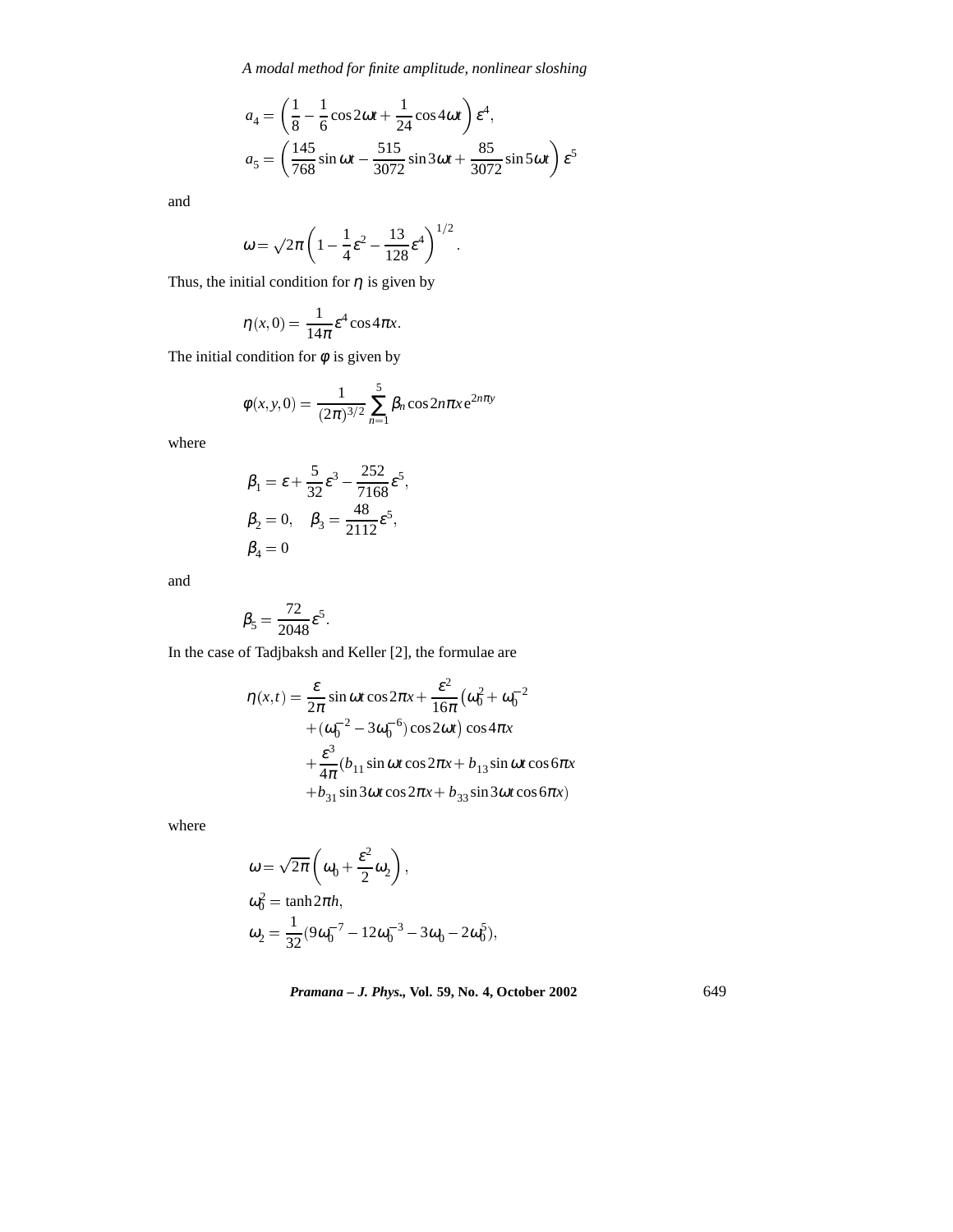$$a_4 = \left(\frac{1}{8} - \frac{1}{6}\cos 2\omega t + \frac{1}{24}\cos 4\omega t\right)\varepsilon^4,$$

$$a_5 = \left(\frac{145}{768}\sin\omega t - \frac{515}{3072}\sin 3\omega t + \frac{85}{3072}\sin 5\omega t\right)\varepsilon^5$$

and

$$\omega = \sqrt{2}\pi\left(1 - \frac{1}{4}\varepsilon^2 - \frac{13}{128}\varepsilon^4\right)^{1/2}.$$

Thus, the initial condition for $\eta$ is given by

$$\eta(x,0) = \frac{1}{14\pi}\varepsilon^4 \cos 4\pi x.$$

The initial condition for $\phi$ is given by

$$\phi(x,y,0) = \frac{1}{(2\pi)^{3/2}}\sum_{n=1}^{5}\beta_n \cos 2n\pi x\, \mathrm{e}^{2n\pi y}$$

where

$$\beta_1 = \varepsilon + \frac{5}{32}\varepsilon^3 - \frac{252}{7168}\varepsilon^5,$$

$$\beta_2 = 0, \quad \beta_3 = \frac{48}{2112}\varepsilon^5,$$

$$\beta_4 = 0$$

and

$$\beta_5 = \frac{72}{2048}\varepsilon^5.$$

In the case of Tadjbaksh and Keller [2], the formulae are

$$\begin{aligned}
\eta(x,t) = {} & \frac{\varepsilon}{2\pi}\sin\omega t\cos 2\pi x + \frac{\varepsilon^2}{16\pi}\big(\omega_0^2 + \omega_0^{-2} \\
& + (\omega_0^{-2} - 3\omega_0^{-6})\cos 2\omega t\big)\cos 4\pi x \\
& + \frac{\varepsilon^3}{4\pi}(b_{11}\sin\omega t\cos 2\pi x + b_{13}\sin\omega t\cos 6\pi x \\
& + b_{31}\sin 3\omega t\cos 2\pi x + b_{33}\sin 3\omega t\cos 6\pi x)
\end{aligned}$$

where

$$\omega = \sqrt{2\pi}\left(\omega_0 + \frac{\varepsilon^2}{2}\omega_2\right),$$

$$\omega_0^2 = \tanh 2\pi h,$$

$$\omega_2 = \frac{1}{32}(9\omega_0^{-7} - 12\omega_0^{-3} - 3\omega_0 - 2\omega_0^5),$$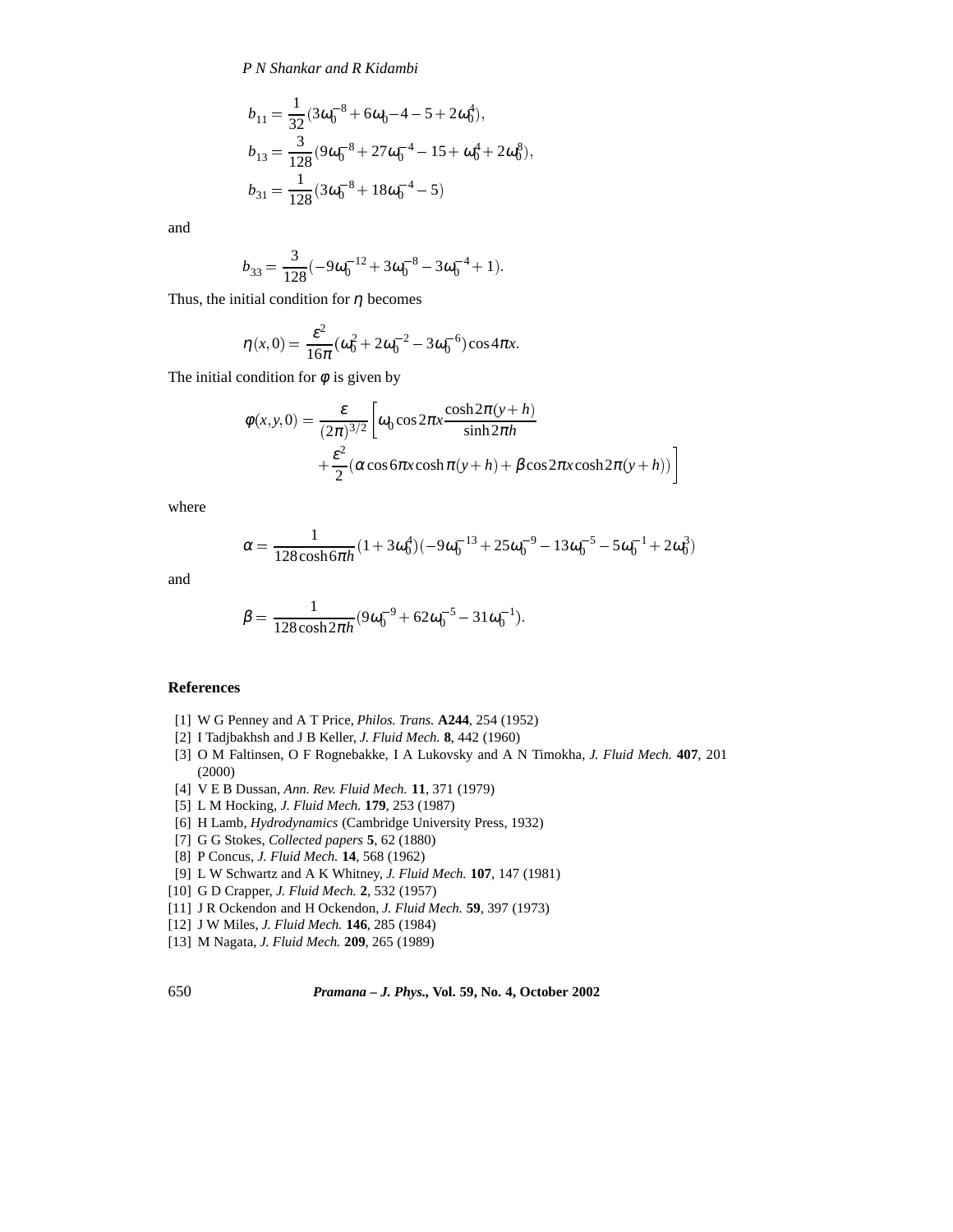$$b_{11} = \frac{1}{32}(3\omega_0^{-8} + 6\omega_0 - 4 - 5 + 2\omega_0^4),$$

$$b_{13} = \frac{3}{128}(9\omega_0^{-8} + 27\omega_0^{-4} - 15 + \omega_0^4 + 2\omega_0^8),$$

$$b_{31} = \frac{1}{128}(3\omega_0^{-8} + 18\omega_0^{-4} - 5)$$

and

$$b_{33} = \frac{3}{128}(-9\omega_0^{-12} + 3\omega_0^{-8} - 3\omega_0^{-4} + 1).$$

Thus, the initial condition for $\eta$ becomes

$$\eta(x,0) = \frac{\varepsilon^2}{16\pi}(\omega_0^2 + 2\omega_0^{-2} - 3\omega_0^{-6})\cos 4\pi x.$$

The initial condition for $\phi$ is given by

$$\phi(x,y,0) = \frac{\varepsilon}{(2\pi)^{3/2}}\left[\omega_0 \cos 2\pi x \frac{\cosh 2\pi(y+h)}{\sinh 2\pi h} + \frac{\varepsilon^2}{2}(\alpha \cos 6\pi x \cosh \pi(y+h) + \beta \cos 2\pi x \cosh 2\pi(y+h))\right]$$

where

$$\alpha = \frac{1}{128\cosh 6\pi h}(1 + 3\omega_0^4)(-9\omega_0^{-13} + 25\omega_0^{-9} - 13\omega_0^{-5} - 5\omega_0^{-1} + 2\omega_0^3)$$

and

$$\beta = \frac{1}{128\cosh 2\pi h}(9\omega_0^{-9} + 62\omega_0^{-5} - 31\omega_0^{-1}).$$

## References

[1] W G Penney and A T Price, *Philos. Trans.* **A244**, 254 (1952)
[2] I Tadjbakhsh and J B Keller, *J. Fluid Mech.* **8**, 442 (1960)
[3] O M Faltinsen, O F Rognebakke, I A Lukovsky and A N Timokha, *J. Fluid Mech.* **407**, 201 (2000)
[4] V E B Dussan, *Ann. Rev. Fluid Mech.* **11**, 371 (1979)
[5] L M Hocking, *J. Fluid Mech.* **179**, 253 (1987)
[6] H Lamb, *Hydrodynamics* (Cambridge University Press, 1932)
[7] G G Stokes, *Collected papers* **5**, 62 (1880)
[8] P Concus, *J. Fluid Mech.* **14**, 568 (1962)
[9] L W Schwartz and A K Whitney, *J. Fluid Mech.* **107**, 147 (1981)
[10] G D Crapper, *J. Fluid Mech.* **2**, 532 (1957)
[11] J R Ockendon and H Ockendon, *J. Fluid Mech.* **59**, 397 (1973)
[12] J W Miles, *J. Fluid Mech.* **146**, 285 (1984)
[13] M Nagata, *J. Fluid Mech.* **209**, 265 (1989)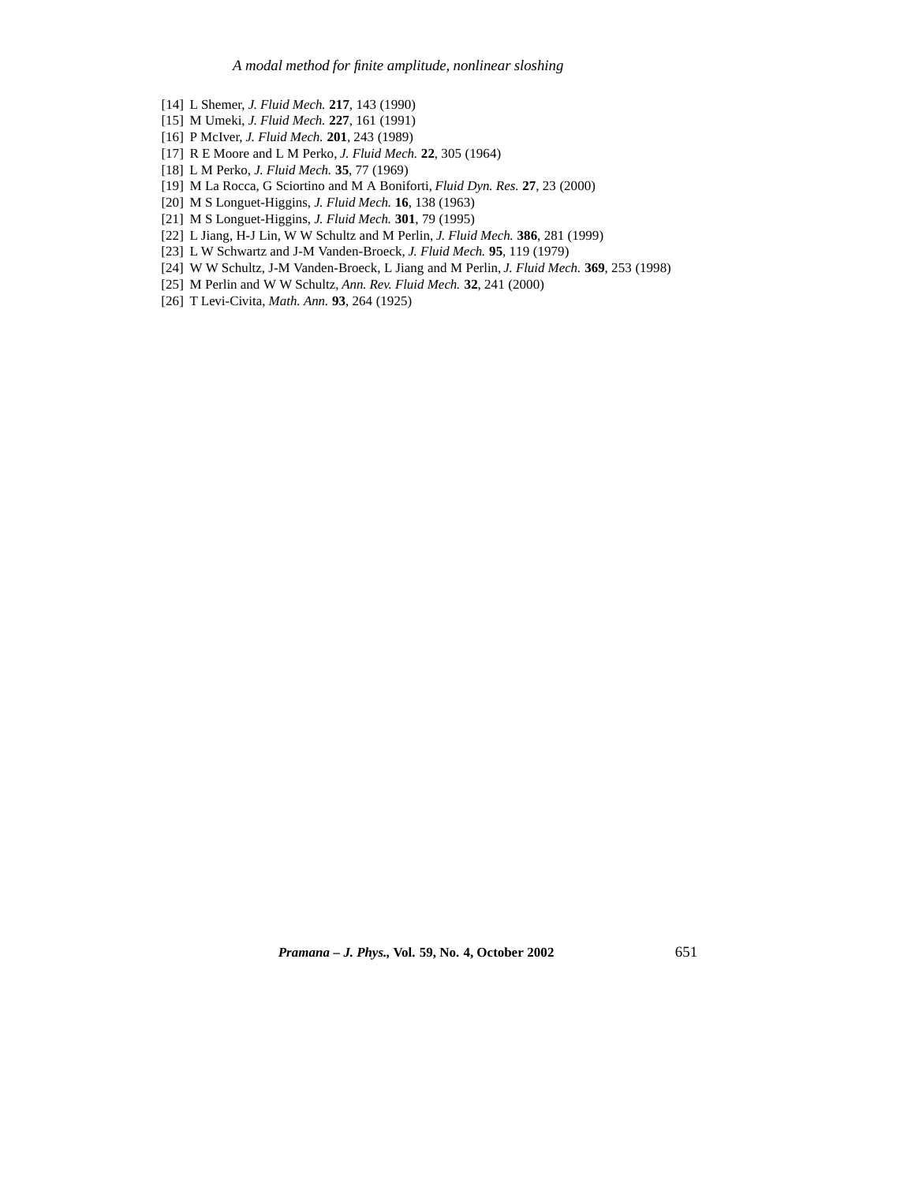[14] L Shemer, *J. Fluid Mech.* **217**, 143 (1990)
[15] M Umeki, *J. Fluid Mech.* **227**, 161 (1991)
[16] P McIver, *J. Fluid Mech.* **201**, 243 (1989)
[17] R E Moore and L M Perko, *J. Fluid Mech.* **22**, 305 (1964)
[18] L M Perko, *J. Fluid Mech.* **35**, 77 (1969)
[19] M La Rocca, G Sciortino and M A Boniforti, *Fluid Dyn. Res.* **27**, 23 (2000)
[20] M S Longuet-Higgins, *J. Fluid Mech.* **16**, 138 (1963)
[21] M S Longuet-Higgins, *J. Fluid Mech.* **301**, 79 (1995)
[22] L Jiang, H-J Lin, W W Schultz and M Perlin, *J. Fluid Mech.* **386**, 281 (1999)
[23] L W Schwartz and J-M Vanden-Broeck, *J. Fluid Mech.* **95**, 119 (1979)
[24] W W Schultz, J-M Vanden-Broeck, L Jiang and M Perlin, *J. Fluid Mech.* **369**, 253 (1998)
[25] M Perlin and W W Schultz, *Ann. Rev. Fluid Mech.* **32**, 241 (2000)
[26] T Levi-Civita, *Math. Ann.* **93**, 264 (1925)